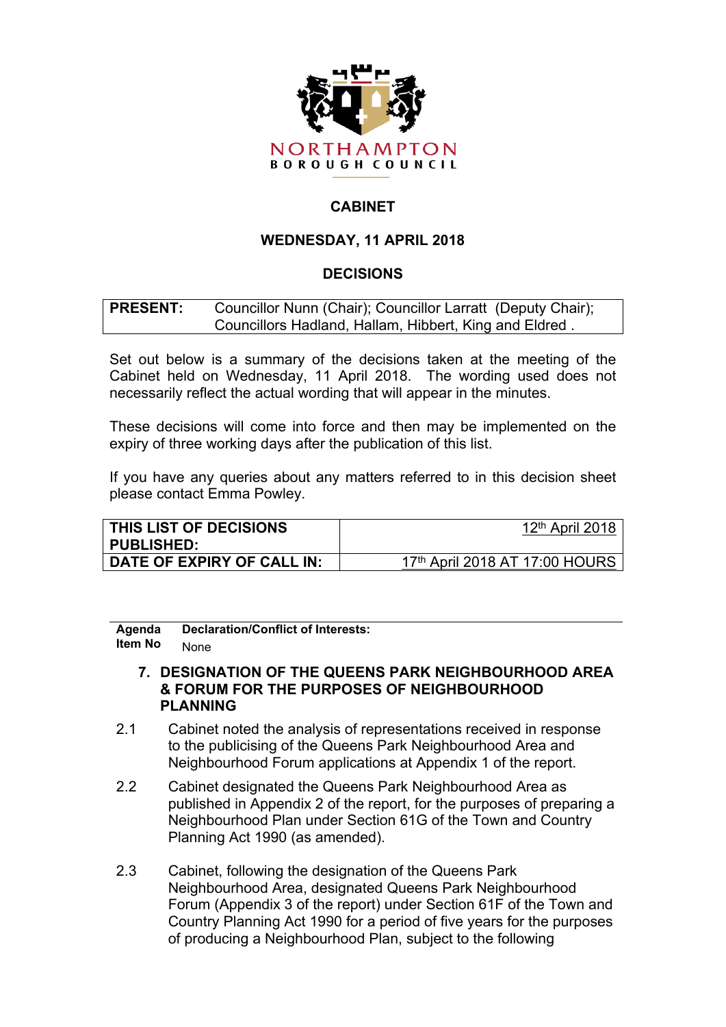NORTHAMPTON BOROUGH COUNCIL

# CABINET

## WEDNESDAY, 11 APRIL 2018

## DECISIONS

| PRESENT: | Councillor Nunn (Chair); Councillor Larratt (Deputy Chair); Councillors Hadland, Hallam, Hibbert, King and Eldred . |
|---|---|

Set out below is a summary of the decisions taken at the meeting of the Cabinet held on Wednesday, 11 April 2018. The wording used does not necessarily reflect the actual wording that will appear in the minutes.

These decisions will come into force and then may be implemented on the expiry of three working days after the publication of this list.

If you have any queries about any matters referred to in this decision sheet please contact Emma Powley.

| THIS LIST OF DECISIONS PUBLISHED: | 12th April 2018 |
|---|---|
| DATE OF EXPIRY OF CALL IN: | 17th April 2018 AT 17:00 HOURS |

| Agenda Item No | Declaration/Conflict of Interests: None |
|---|---|

**7. DESIGNATION OF THE QUEENS PARK NEIGHBOURHOOD AREA & FORUM FOR THE PURPOSES OF NEIGHBOURHOOD PLANNING**

2.1 Cabinet noted the analysis of representations received in response to the publicising of the Queens Park Neighbourhood Area and Neighbourhood Forum applications at Appendix 1 of the report.

2.2 Cabinet designated the Queens Park Neighbourhood Area as published in Appendix 2 of the report, for the purposes of preparing a Neighbourhood Plan under Section 61G of the Town and Country Planning Act 1990 (as amended).

2.3 Cabinet, following the designation of the Queens Park Neighbourhood Area, designated Queens Park Neighbourhood Forum (Appendix 3 of the report) under Section 61F of the Town and Country Planning Act 1990 for a period of five years for the purposes of producing a Neighbourhood Plan, subject to the following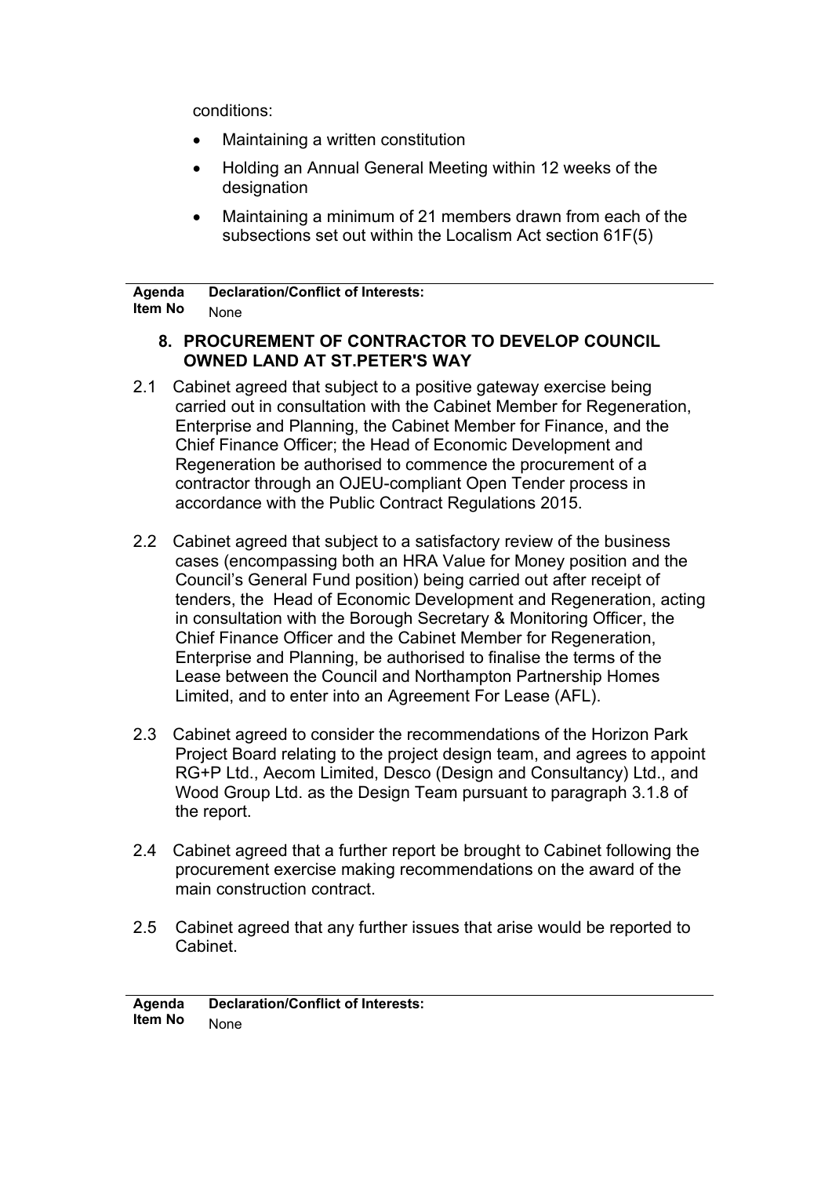conditions:

- Maintaining a written constitution
- Holding an Annual General Meeting within 12 weeks of the designation
- Maintaining a minimum of 21 members drawn from each of the subsections set out within the Localism Act section 61F(5)

| Agenda Item No | Declaration/Conflict of Interests: |
|---|---|
| | None |

**8. PROCUREMENT OF CONTRACTOR TO DEVELOP COUNCIL OWNED LAND AT ST.PETER'S WAY**

2.1 Cabinet agreed that subject to a positive gateway exercise being carried out in consultation with the Cabinet Member for Regeneration, Enterprise and Planning, the Cabinet Member for Finance, and the Chief Finance Officer; the Head of Economic Development and Regeneration be authorised to commence the procurement of a contractor through an OJEU-compliant Open Tender process in accordance with the Public Contract Regulations 2015.

2.2 Cabinet agreed that subject to a satisfactory review of the business cases (encompassing both an HRA Value for Money position and the Council's General Fund position) being carried out after receipt of tenders, the Head of Economic Development and Regeneration, acting in consultation with the Borough Secretary & Monitoring Officer, the Chief Finance Officer and the Cabinet Member for Regeneration, Enterprise and Planning, be authorised to finalise the terms of the Lease between the Council and Northampton Partnership Homes Limited, and to enter into an Agreement For Lease (AFL).

2.3 Cabinet agreed to consider the recommendations of the Horizon Park Project Board relating to the project design team, and agrees to appoint RG+P Ltd., Aecom Limited, Desco (Design and Consultancy) Ltd., and Wood Group Ltd. as the Design Team pursuant to paragraph 3.1.8 of the report.

2.4 Cabinet agreed that a further report be brought to Cabinet following the procurement exercise making recommendations on the award of the main construction contract.

2.5 Cabinet agreed that any further issues that arise would be reported to Cabinet.

| Agenda Item No | Declaration/Conflict of Interests: |
|---|---|
| | None |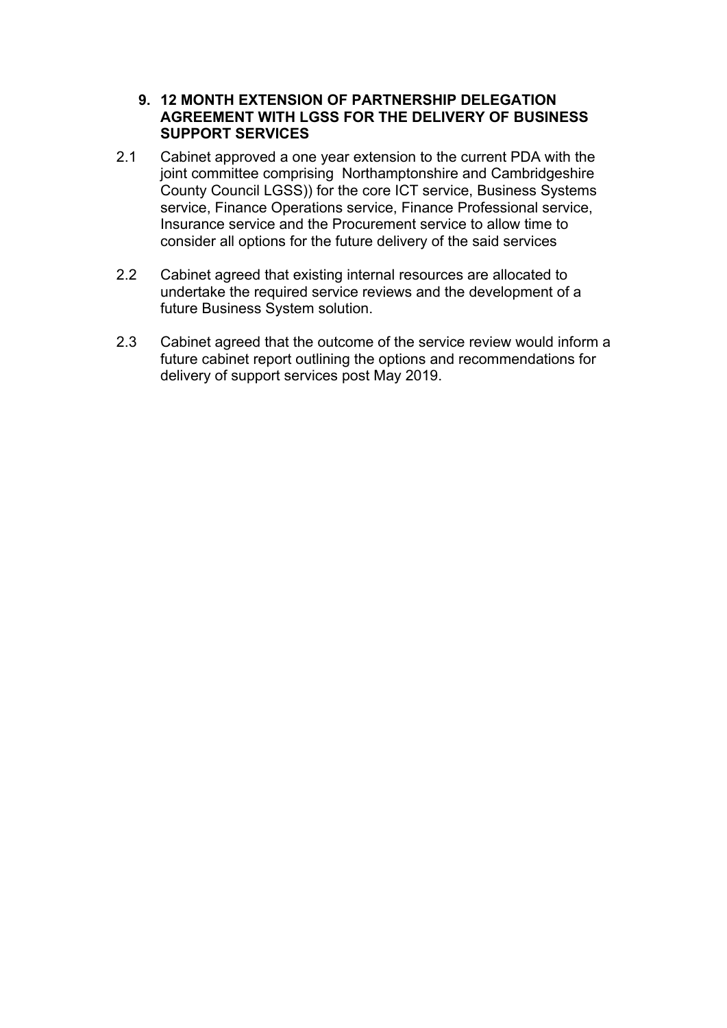## 9. 12 MONTH EXTENSION OF PARTNERSHIP DELEGATION AGREEMENT WITH LGSS FOR THE DELIVERY OF BUSINESS SUPPORT SERVICES

2.1 Cabinet approved a one year extension to the current PDA with the joint committee comprising Northamptonshire and Cambridgeshire County Council LGSS)) for the core ICT service, Business Systems service, Finance Operations service, Finance Professional service, Insurance service and the Procurement service to allow time to consider all options for the future delivery of the said services

2.2 Cabinet agreed that existing internal resources are allocated to undertake the required service reviews and the development of a future Business System solution.

2.3 Cabinet agreed that the outcome of the service review would inform a future cabinet report outlining the options and recommendations for delivery of support services post May 2019.